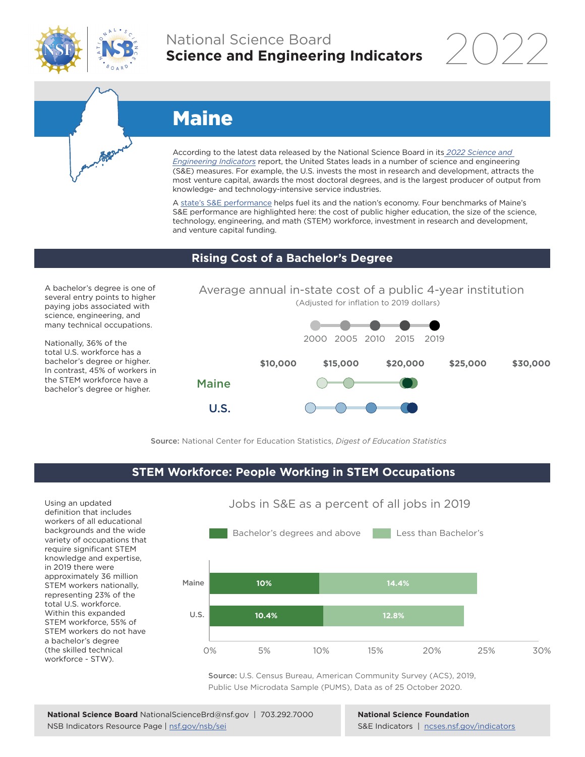National Science Board
**Science and Engineering Indicators** 2022

# Maine

According to the latest data released by the National Science Board in its *2022 Science and Engineering Indicators* report, the United States leads in a number of science and engineering (S&E) measures. For example, the U.S. invests the most in research and development, attracts the most venture capital, awards the most doctoral degrees, and is the largest producer of output from knowledge- and technology-intensive service industries.

A state's S&E performance helps fuel its and the nation's economy. Four benchmarks of Maine's S&E performance are highlighted here: the cost of public higher education, the size of the science, technology, engineering, and math (STEM) workforce, investment in research and development, and venture capital funding.

## Rising Cost of a Bachelor's Degree

A bachelor's degree is one of several entry points to higher paying jobs associated with science, engineering, and many technical occupations.

Nationally, 36% of the total U.S. workforce has a bachelor's degree or higher. In contrast, 45% of workers in the STEM workforce have a bachelor's degree or higher.

Average annual in-state cost of a public 4-year institution
(Adjusted for inflation to 2019 dollars)

2000 2005 2010 2015 2019

$10,000 $15,000 $20,000 $25,000 $30,000

Maine

U.S.

**Source:** National Center for Education Statistics, *Digest of Education Statistics*

## STEM Workforce: People Working in STEM Occupations

Using an updated definition that includes workers of all educational backgrounds and the wide variety of occupations that require significant STEM knowledge and expertise, in 2019 there were approximately 36 million STEM workers nationally, representing 23% of the total U.S. workforce. Within this expanded STEM workforce, 55% of STEM workers do not have a bachelor's degree (the skilled technical workforce - STW).

Jobs in S&E as a percent of all jobs in 2019

| | Bachelor's degrees and above | Less than Bachelor's |
|---|---|---|
| Maine | 10% | 14.4% |
| U.S. | 10.4% | 12.8% |

**Source:** U.S. Census Bureau, American Community Survey (ACS), 2019, Public Use Microdata Sample (PUMS), Data as of 25 October 2020.

**National Science Board** NationalScienceBrd@nsf.gov | 703.292.7000
NSB Indicators Resource Page | nsf.gov/nsb/sei

**National Science Foundation**
S&E Indicators | ncses.nsf.gov/indicators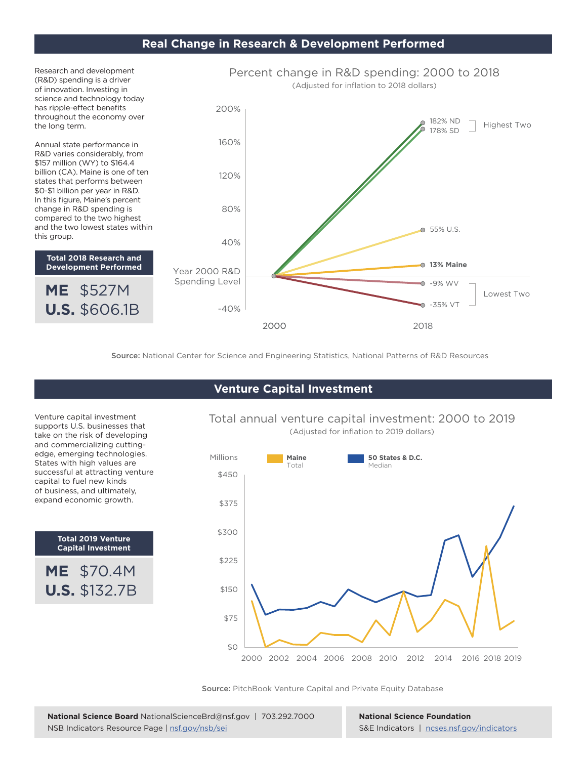## Real Change in Research & Development Performed

Research and development (R&D) spending is a driver of innovation. Investing in science and technology today has ripple-effect benefits throughout the economy over the long term.

Annual state performance in R&D varies considerably, from $157 million (WY) to $164.4 billion (CA). Maine is one of ten states that performs between $0-$1 billion per year in R&D. In this figure, Maine's percent change in R&D spending is compared to the two highest and the two lowest states within this group.

**Total 2018 Research and Development Performed**

**ME** $527M
**U.S.** $606.1B

Percent change in R&D spending: 2000 to 2018
(Adjusted for inflation to 2018 dollars)

200%
160%
120%
80%
40%
Year 2000 R&D Spending Level
-40%

182% ND
178% SD
Highest Two
55% U.S.
**13% Maine**
-9% WV
-35% VT
Lowest Two

2000
2018

**Source:** National Center for Science and Engineering Statistics, National Patterns of R&D Resources

## Venture Capital Investment

Venture capital investment supports U.S. businesses that take on the risk of developing and commercializing cutting-edge, emerging technologies. States with high values are successful at attracting venture capital to fuel new kinds of business, and ultimately, expand economic growth.

**Total 2019 Venture Capital Investment**

**ME** $70.4M
**U.S.** $132.7B

Total annual venture capital investment: 2000 to 2019
(Adjusted for inflation to 2019 dollars)

Millions
**Maine** Total
**50 States & D.C.** Median

$450
$375
$300
$225
$150
$75
$0

2000 2002 2004 2006 2008 2010 2012 2014 2016 2018 2019

**Source:** PitchBook Venture Capital and Private Equity Database

**National Science Board** NationalScienceBrd@nsf.gov | 703.292.7000
NSB Indicators Resource Page | nsf.gov/nsb/sei

**National Science Foundation**
S&E Indicators | ncses.nsf.gov/indicators